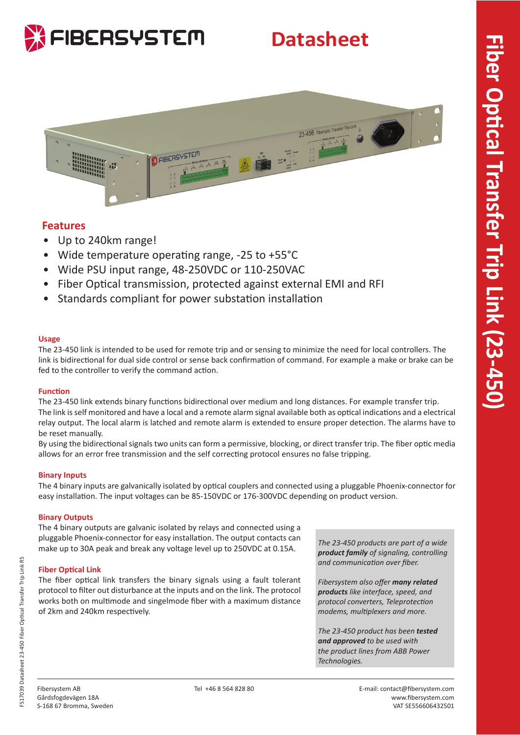# Datasheet

# Fiber Optical Transfer Trip Link (23-450)

## Features

- Up to 240km range!
- Wide temperature operating range, -25 to +55°C
- Wide PSU input range, 48-250VDC or 110-250VAC
- Fiber Optical transmission, protected against external EMI and RFI
- Standards compliant for power substation installation

### Usage

The 23-450 link is intended to be used for remote trip and or sensing to minimize the need for local controllers. The link is bidirectional for dual side control or sense back confirmation of command. For example a make or brake can be fed to the controller to verify the command action.

### Function

The 23-450 link extends binary functions bidirectional over medium and long distances. For example transfer trip. The link is self monitored and have a local and a remote alarm signal available both as optical indications and a electrical relay output. The local alarm is latched and remote alarm is extended to ensure proper detection. The alarms have to be reset manually.

By using the bidirectional signals two units can form a permissive, blocking, or direct transfer trip. The fiber optic media allows for an error free transmission and the self correcting protocol ensures no false tripping.

### Binary Inputs

The 4 binary inputs are galvanically isolated by optical couplers and connected using a pluggable Phoenix-connector for easy installation. The input voltages can be 85-150VDC or 176-300VDC depending on product version.

### Binary Outputs

The 4 binary outputs are galvanic isolated by relays and connected using a pluggable Phoenix-connector for easy installation. The output contacts can make up to 30A peak and break any voltage level up to 250VDC at 0.15A.

### Fiber Optical Link

The fiber optical link transfers the binary signals using a fault tolerant protocol to filter out disturbance at the inputs and on the link. The protocol works both on multimode and singelmode fiber with a maximum distance of 2km and 240km respectively.

*The 23-450 products are part of a wide **product family** of signaling, controlling and communication over fiber.*

*Fibersystem also offer **many related products** like interface, speed, and protocol converters, Teleprotection modems, multiplexers and more.*

*The 23-450 product has been **tested and approved** to be used with the product lines from ABB Power Technologies.*

Fibersystem AB
Gårdsfogdevägen 18A
S-168 67 Bromma, Sweden

Tel +46 8 564 828 80

E-mail: contact@fibersystem.com
www.fibersystem.com
VAT SE556606432501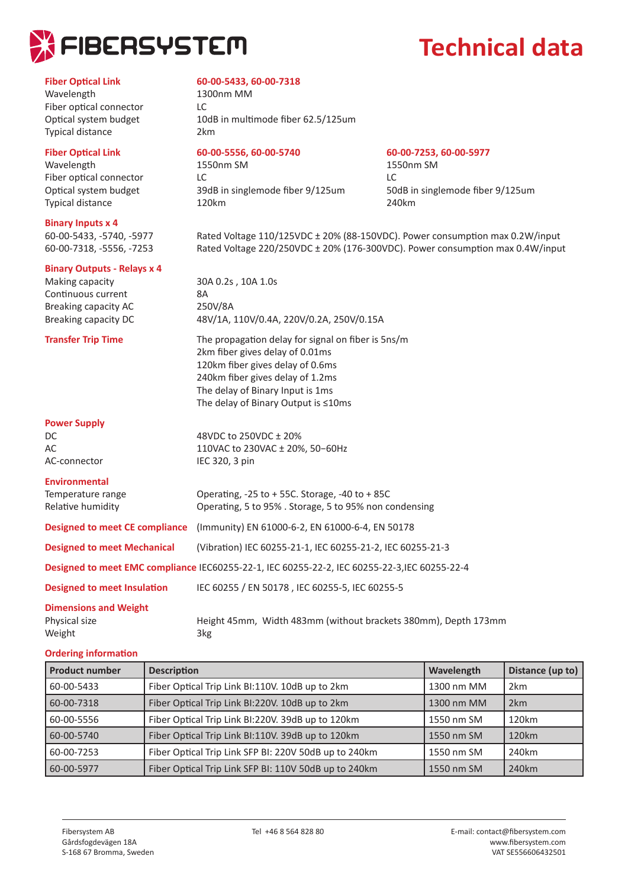# Technical data

**Fiber Optical Link** — 60-00-5433, 60-00-7318

| | |
|---|---|
| Wavelength | 1300nm MM |
| Fiber optical connector | LC |
| Optical system budget | 10dB in multimode fiber 62.5/125um |
| Typical distance | 2km |

**Fiber Optical Link**

| | 60-00-5556, 60-00-5740 | 60-00-7253, 60-00-5977 |
|---|---|---|
| Wavelength | 1550nm SM | 1550nm SM |
| Fiber optical connector | LC | LC |
| Optical system budget | 39dB in singlemode fiber 9/125um | 50dB in singlemode fiber 9/125um |
| Typical distance | 120km | 240km |

**Binary Inputs x 4**

| | |
|---|---|
| 60-00-5433, -5740, -5977 | Rated Voltage 110/125VDC ± 20% (88-150VDC). Power consumption max 0.2W/input |
| 60-00-7318, -5556, -7253 | Rated Voltage 220/250VDC ± 20% (176-300VDC). Power consumption max 0.4W/input |

**Binary Outputs - Relays x 4**

| | |
|---|---|
| Making capacity | 30A 0.2s , 10A 1.0s |
| Continuous current | 8A |
| Breaking capacity AC | 250V/8A |
| Breaking capacity DC | 48V/1A, 110V/0.4A, 220V/0.2A, 250V/0.15A |

**Transfer Trip Time**

The propagation delay for signal on fiber is 5ns/m
2km fiber gives delay of 0.01ms
120km fiber gives delay of 0.6ms
240km fiber gives delay of 1.2ms
The delay of Binary Input is 1ms
The delay of Binary Output is ≤10ms

**Power Supply**

| | |
|---|---|
| DC | 48VDC to 250VDC ± 20% |
| AC | 110VAC to 230VAC ± 20%, 50–60Hz |
| AC-connector | IEC 320, 3 pin |

**Environmental**

| | |
|---|---|
| Temperature range | Operating, -25 to + 55C. Storage, -40 to + 85C |
| Relative humidity | Operating, 5 to 95% . Storage, 5 to 95% non condensing |

**Designed to meet CE compliance** (Immunity) EN 61000-6-2, EN 61000-6-4, EN 50178

**Designed to meet Mechanical** (Vibration) IEC 60255-21-1, IEC 60255-21-2, IEC 60255-21-3

**Designed to meet EMC compliance** IEC60255-22-1, IEC 60255-22-2, IEC 60255-22-3,IEC 60255-22-4

**Designed to meet Insulation** IEC 60255 / EN 50178 , IEC 60255-5, IEC 60255-5

**Dimensions and Weight**

| | |
|---|---|
| Physical size | Height 45mm, Width 483mm (without brackets 380mm), Depth 173mm |
| Weight | 3kg |

**Ordering information**

| Product number | Description | Wavelength | Distance (up to) |
|---|---|---|---|
| 60-00-5433 | Fiber Optical Trip Link BI:110V. 10dB up to 2km | 1300 nm MM | 2km |
| 60-00-7318 | Fiber Optical Trip Link BI:220V. 10dB up to 2km | 1300 nm MM | 2km |
| 60-00-5556 | Fiber Optical Trip Link BI:220V. 39dB up to 120km | 1550 nm SM | 120km |
| 60-00-5740 | Fiber Optical Trip Link BI:110V. 39dB up to 120km | 1550 nm SM | 120km |
| 60-00-7253 | Fiber Optical Trip Link SFP BI: 220V 50dB up to 240km | 1550 nm SM | 240km |
| 60-00-5977 | Fiber Optical Trip Link SFP BI: 110V 50dB up to 240km | 1550 nm SM | 240km |

Fibersystem AB
Gårdsfogdevägen 18A
S-168 67 Bromma, Sweden

Tel +46 8 564 828 80

E-mail: contact@fibersystem.com
www.fibersystem.com
VAT SE556606432501